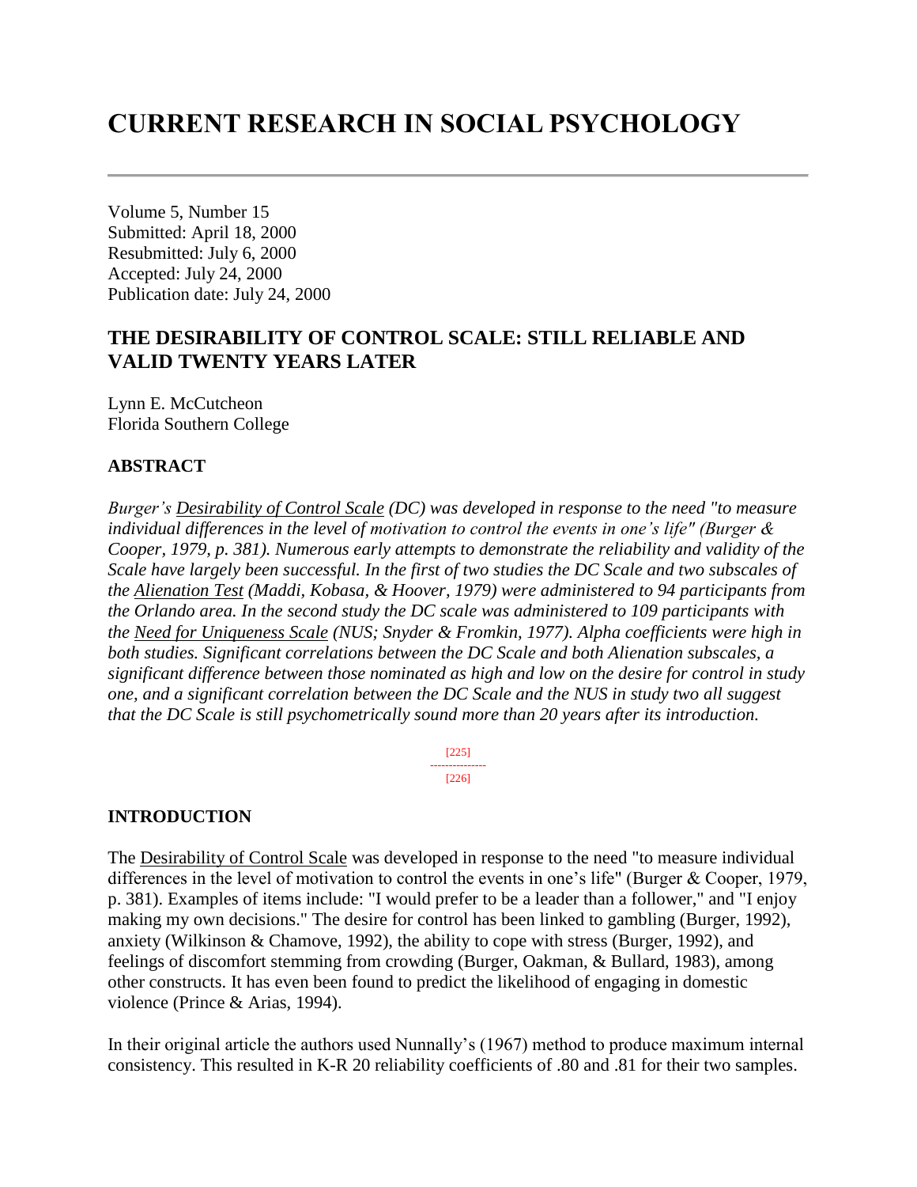# CURRENT RESEARCH IN SOCIAL PSYCHOLOGY

---

Volume 5, Number 15
Submitted: April 18, 2000
Resubmitted: July 6, 2000
Accepted: July 24, 2000
Publication date: July 24, 2000

## THE DESIRABILITY OF CONTROL SCALE: STILL RELIABLE AND VALID TWENTY YEARS LATER

Lynn E. McCutcheon
Florida Southern College

### ABSTRACT

*Burger's Desirability of Control Scale (DC) was developed in response to the need "to measure individual differences in the level of motivation to control the events in one's life" (Burger & Cooper, 1979, p. 381). Numerous early attempts to demonstrate the reliability and validity of the Scale have largely been successful. In the first of two studies the DC Scale and two subscales of the Alienation Test (Maddi, Kobasa, & Hoover, 1979) were administered to 94 participants from the Orlando area. In the second study the DC scale was administered to 109 participants with the Need for Uniqueness Scale (NUS; Snyder & Fromkin, 1977). Alpha coefficients were high in both studies. Significant correlations between the DC Scale and both Alienation subscales, a significant difference between those nominated as high and low on the desire for control in study one, and a significant correlation between the DC Scale and the NUS in study two all suggest that the DC Scale is still psychometrically sound more than 20 years after its introduction.*

### INTRODUCTION

The Desirability of Control Scale was developed in response to the need "to measure individual differences in the level of motivation to control the events in one's life" (Burger & Cooper, 1979, p. 381). Examples of items include: "I would prefer to be a leader than a follower," and "I enjoy making my own decisions." The desire for control has been linked to gambling (Burger, 1992), anxiety (Wilkinson & Chamove, 1992), the ability to cope with stress (Burger, 1992), and feelings of discomfort stemming from crowding (Burger, Oakman, & Bullard, 1983), among other constructs. It has even been found to predict the likelihood of engaging in domestic violence (Prince & Arias, 1994).

In their original article the authors used Nunnally's (1967) method to produce maximum internal consistency. This resulted in K-R 20 reliability coefficients of .80 and .81 for their two samples.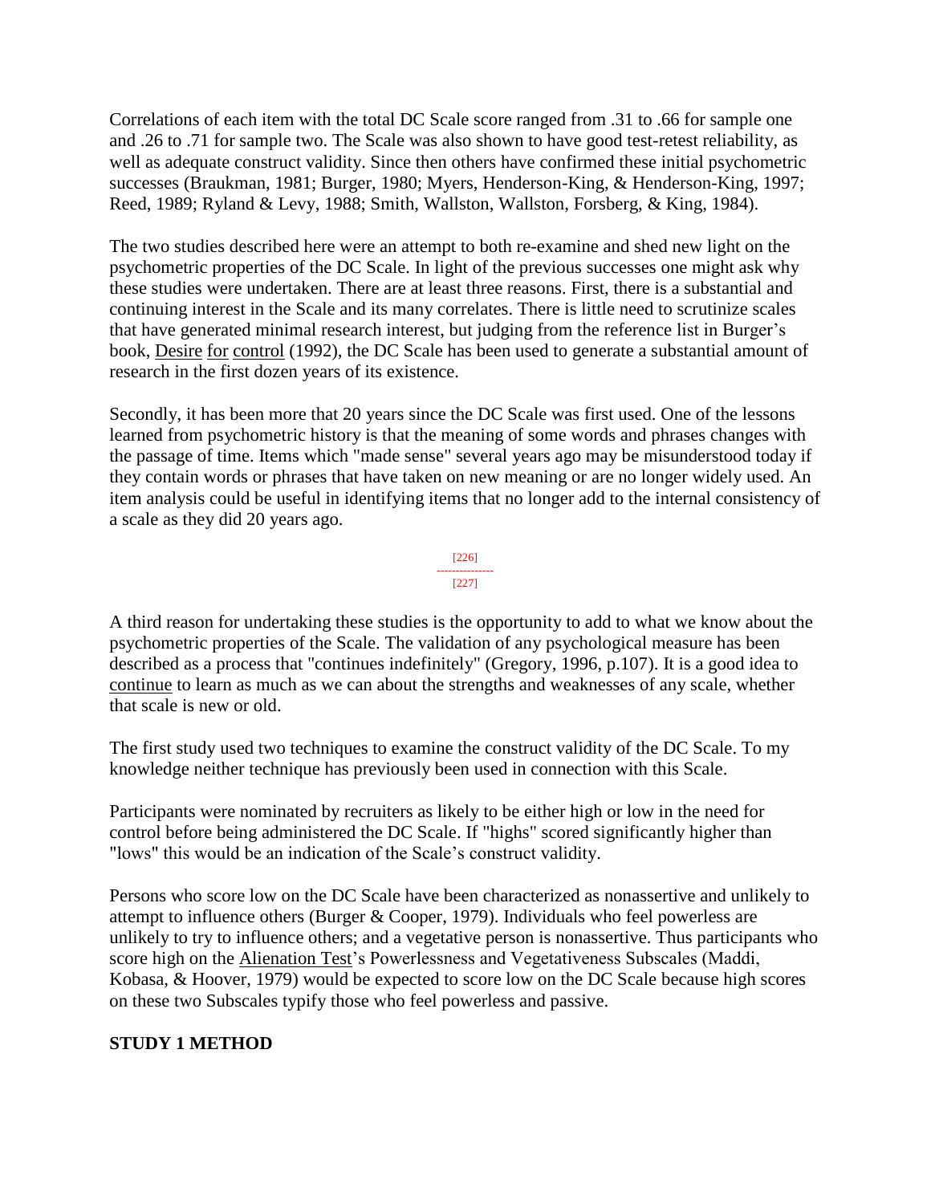Correlations of each item with the total DC Scale score ranged from .31 to .66 for sample one and .26 to .71 for sample two. The Scale was also shown to have good test-retest reliability, as well as adequate construct validity. Since then others have confirmed these initial psychometric successes (Braukman, 1981; Burger, 1980; Myers, Henderson-King, & Henderson-King, 1997; Reed, 1989; Ryland & Levy, 1988; Smith, Wallston, Wallston, Forsberg, & King, 1984).

The two studies described here were an attempt to both re-examine and shed new light on the psychometric properties of the DC Scale. In light of the previous successes one might ask why these studies were undertaken. There are at least three reasons. First, there is a substantial and continuing interest in the Scale and its many correlates. There is little need to scrutinize scales that have generated minimal research interest, but judging from the reference list in Burger's book, Desire for control (1992), the DC Scale has been used to generate a substantial amount of research in the first dozen years of its existence.

Secondly, it has been more that 20 years since the DC Scale was first used. One of the lessons learned from psychometric history is that the meaning of some words and phrases changes with the passage of time. Items which "made sense" several years ago may be misunderstood today if they contain words or phrases that have taken on new meaning or are no longer widely used. An item analysis could be useful in identifying items that no longer add to the internal consistency of a scale as they did 20 years ago.

A third reason for undertaking these studies is the opportunity to add to what we know about the psychometric properties of the Scale. The validation of any psychological measure has been described as a process that "continues indefinitely" (Gregory, 1996, p.107). It is a good idea to continue to learn as much as we can about the strengths and weaknesses of any scale, whether that scale is new or old.

The first study used two techniques to examine the construct validity of the DC Scale. To my knowledge neither technique has previously been used in connection with this Scale.

Participants were nominated by recruiters as likely to be either high or low in the need for control before being administered the DC Scale. If "highs" scored significantly higher than "lows" this would be an indication of the Scale's construct validity.

Persons who score low on the DC Scale have been characterized as nonassertive and unlikely to attempt to influence others (Burger & Cooper, 1979). Individuals who feel powerless are unlikely to try to influence others; and a vegetative person is nonassertive. Thus participants who score high on the Alienation Test's Powerlessness and Vegetativeness Subscales (Maddi, Kobasa, & Hoover, 1979) would be expected to score low on the DC Scale because high scores on these two Subscales typify those who feel powerless and passive.

## STUDY 1 METHOD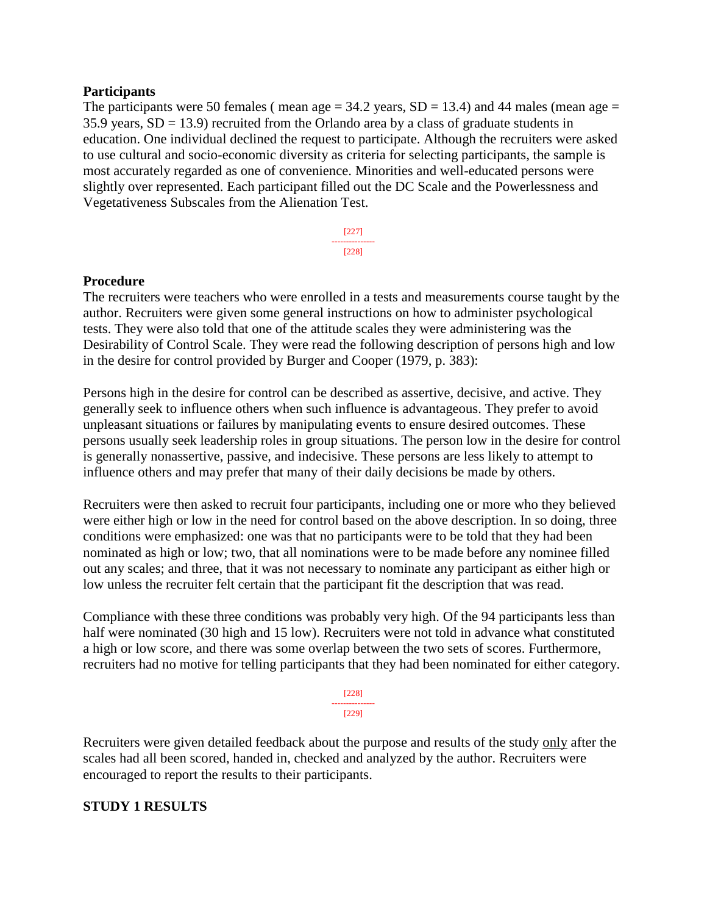**Participants**

The participants were 50 females ( mean age = 34.2 years, SD = 13.4) and 44 males (mean age = 35.9 years, SD = 13.9) recruited from the Orlando area by a class of graduate students in education. One individual declined the request to participate. Although the recruiters were asked to use cultural and socio-economic diversity as criteria for selecting participants, the sample is most accurately regarded as one of convenience. Minorities and well-educated persons were slightly over represented. Each participant filled out the DC Scale and the Powerlessness and Vegetativeness Subscales from the Alienation Test.

**Procedure**

The recruiters were teachers who were enrolled in a tests and measurements course taught by the author. Recruiters were given some general instructions on how to administer psychological tests. They were also told that one of the attitude scales they were administering was the Desirability of Control Scale. They were read the following description of persons high and low in the desire for control provided by Burger and Cooper (1979, p. 383):

Persons high in the desire for control can be described as assertive, decisive, and active. They generally seek to influence others when such influence is advantageous. They prefer to avoid unpleasant situations or failures by manipulating events to ensure desired outcomes. These persons usually seek leadership roles in group situations. The person low in the desire for control is generally nonassertive, passive, and indecisive. These persons are less likely to attempt to influence others and may prefer that many of their daily decisions be made by others.

Recruiters were then asked to recruit four participants, including one or more who they believed were either high or low in the need for control based on the above description. In so doing, three conditions were emphasized: one was that no participants were to be told that they had been nominated as high or low; two, that all nominations were to be made before any nominee filled out any scales; and three, that it was not necessary to nominate any participant as either high or low unless the recruiter felt certain that the participant fit the description that was read.

Compliance with these three conditions was probably very high. Of the 94 participants less than half were nominated (30 high and 15 low). Recruiters were not told in advance what constituted a high or low score, and there was some overlap between the two sets of scores. Furthermore, recruiters had no motive for telling participants that they had been nominated for either category.

Recruiters were given detailed feedback about the purpose and results of the study only after the scales had all been scored, handed in, checked and analyzed by the author. Recruiters were encouraged to report the results to their participants.

**STUDY 1 RESULTS**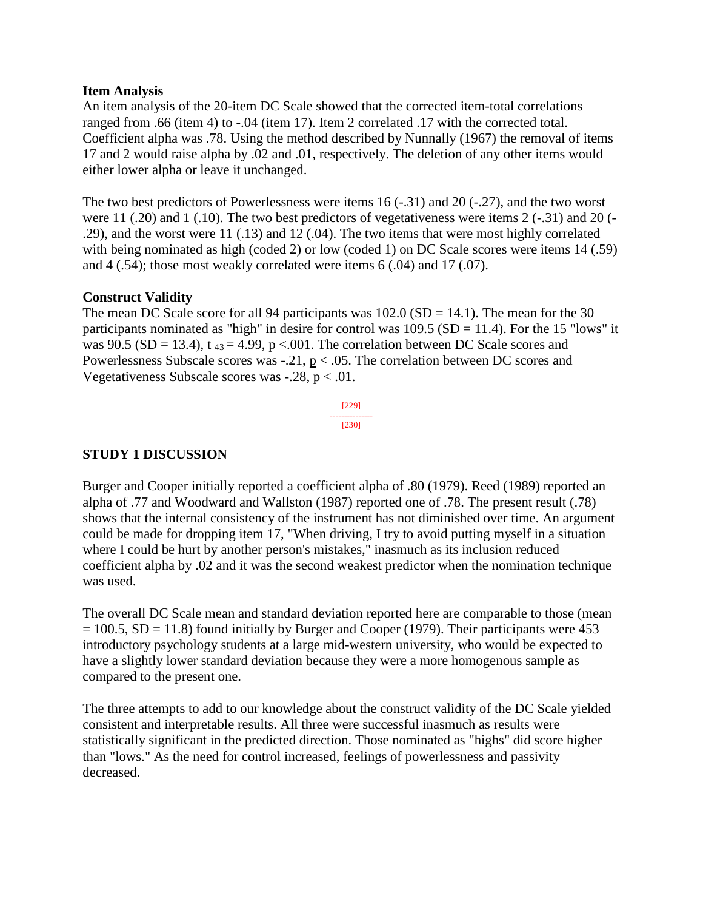**Item Analysis**

An item analysis of the 20-item DC Scale showed that the corrected item-total correlations ranged from .66 (item 4) to -.04 (item 17). Item 2 correlated .17 with the corrected total. Coefficient alpha was .78. Using the method described by Nunnally (1967) the removal of items 17 and 2 would raise alpha by .02 and .01, respectively. The deletion of any other items would either lower alpha or leave it unchanged.

The two best predictors of Powerlessness were items 16 (-.31) and 20 (-.27), and the two worst were 11 (.20) and 1 (.10). The two best predictors of vegetativeness were items 2 (-.31) and 20 (-.29), and the worst were 11 (.13) and 12 (.04). The two items that were most highly correlated with being nominated as high (coded 2) or low (coded 1) on DC Scale scores were items 14 (.59) and 4 (.54); those most weakly correlated were items 6 (.04) and 17 (.07).

**Construct Validity**

The mean DC Scale score for all 94 participants was 102.0 (SD = 14.1). The mean for the 30 participants nominated as "high" in desire for control was 109.5 (SD = 11.4). For the 15 "lows" it was 90.5 (SD = 13.4), $t_{43} = 4.99$, $p < .001$. The correlation between DC Scale scores and Powerlessness Subscale scores was -.21, $p < .05$. The correlation between DC scores and Vegetativeness Subscale scores was -.28, $p < .01$.

## STUDY 1 DISCUSSION

Burger and Cooper initially reported a coefficient alpha of .80 (1979). Reed (1989) reported an alpha of .77 and Woodward and Wallston (1987) reported one of .78. The present result (.78) shows that the internal consistency of the instrument has not diminished over time. An argument could be made for dropping item 17, "When driving, I try to avoid putting myself in a situation where I could be hurt by another person's mistakes," inasmuch as its inclusion reduced coefficient alpha by .02 and it was the second weakest predictor when the nomination technique was used.

The overall DC Scale mean and standard deviation reported here are comparable to those (mean = 100.5, SD = 11.8) found initially by Burger and Cooper (1979). Their participants were 453 introductory psychology students at a large mid-western university, who would be expected to have a slightly lower standard deviation because they were a more homogenous sample as compared to the present one.

The three attempts to add to our knowledge about the construct validity of the DC Scale yielded consistent and interpretable results. All three were successful inasmuch as results were statistically significant in the predicted direction. Those nominated as "highs" did score higher than "lows." As the need for control increased, feelings of powerlessness and passivity decreased.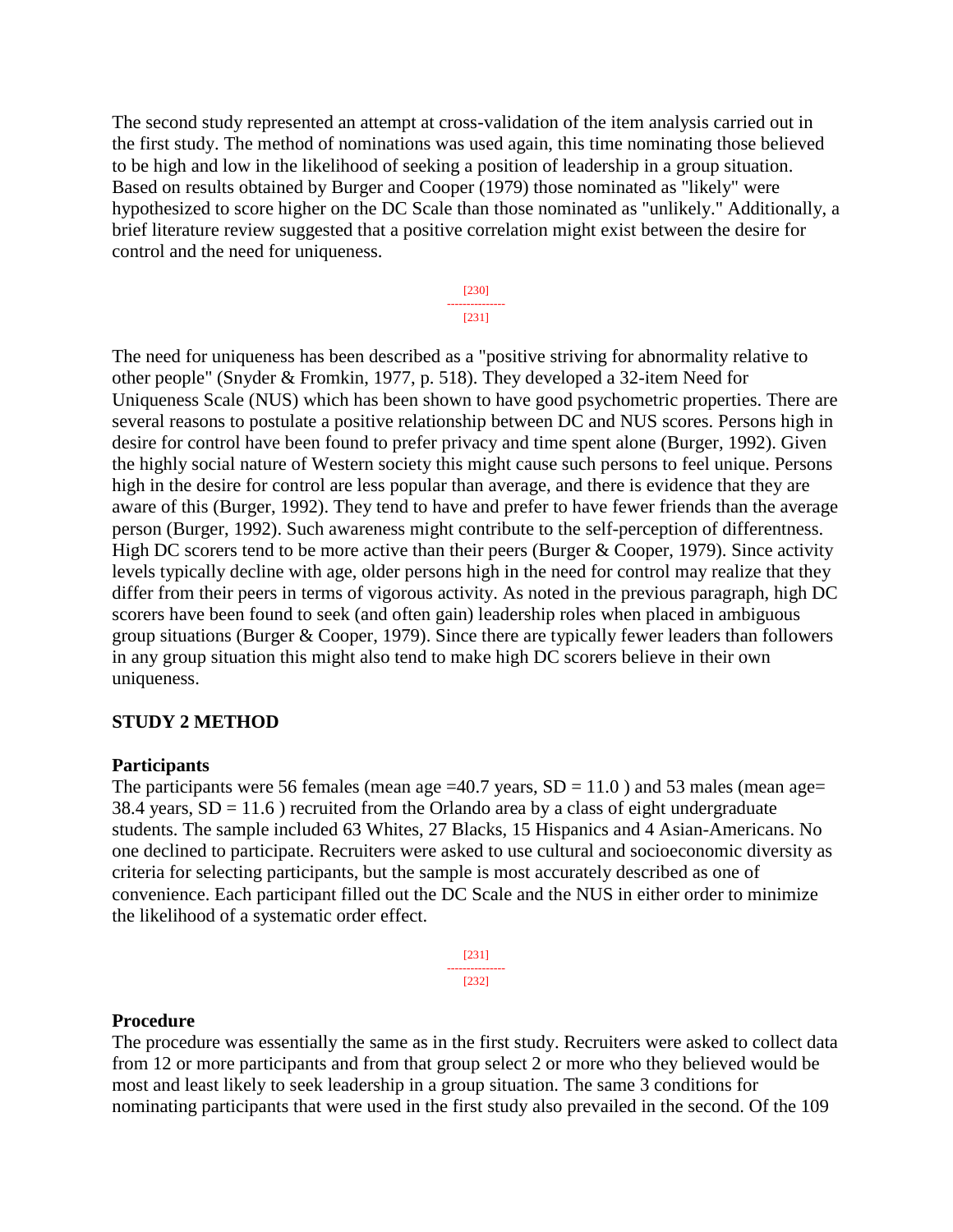The second study represented an attempt at cross-validation of the item analysis carried out in the first study. The method of nominations was used again, this time nominating those believed to be high and low in the likelihood of seeking a position of leadership in a group situation. Based on results obtained by Burger and Cooper (1979) those nominated as "likely" were hypothesized to score higher on the DC Scale than those nominated as "unlikely." Additionally, a brief literature review suggested that a positive correlation might exist between the desire for control and the need for uniqueness.

The need for uniqueness has been described as a "positive striving for abnormality relative to other people" (Snyder & Fromkin, 1977, p. 518). They developed a 32-item Need for Uniqueness Scale (NUS) which has been shown to have good psychometric properties. There are several reasons to postulate a positive relationship between DC and NUS scores. Persons high in desire for control have been found to prefer privacy and time spent alone (Burger, 1992). Given the highly social nature of Western society this might cause such persons to feel unique. Persons high in the desire for control are less popular than average, and there is evidence that they are aware of this (Burger, 1992). They tend to have and prefer to have fewer friends than the average person (Burger, 1992). Such awareness might contribute to the self-perception of differentness. High DC scorers tend to be more active than their peers (Burger & Cooper, 1979). Since activity levels typically decline with age, older persons high in the need for control may realize that they differ from their peers in terms of vigorous activity. As noted in the previous paragraph, high DC scorers have been found to seek (and often gain) leadership roles when placed in ambiguous group situations (Burger & Cooper, 1979). Since there are typically fewer leaders than followers in any group situation this might also tend to make high DC scorers believe in their own uniqueness.

## STUDY 2 METHOD

### Participants

The participants were 56 females (mean age =40.7 years, SD = 11.0 ) and 53 males (mean age= 38.4 years, SD = 11.6 ) recruited from the Orlando area by a class of eight undergraduate students. The sample included 63 Whites, 27 Blacks, 15 Hispanics and 4 Asian-Americans. No one declined to participate. Recruiters were asked to use cultural and socioeconomic diversity as criteria for selecting participants, but the sample is most accurately described as one of convenience. Each participant filled out the DC Scale and the NUS in either order to minimize the likelihood of a systematic order effect.

### Procedure

The procedure was essentially the same as in the first study. Recruiters were asked to collect data from 12 or more participants and from that group select 2 or more who they believed would be most and least likely to seek leadership in a group situation. The same 3 conditions for nominating participants that were used in the first study also prevailed in the second. Of the 109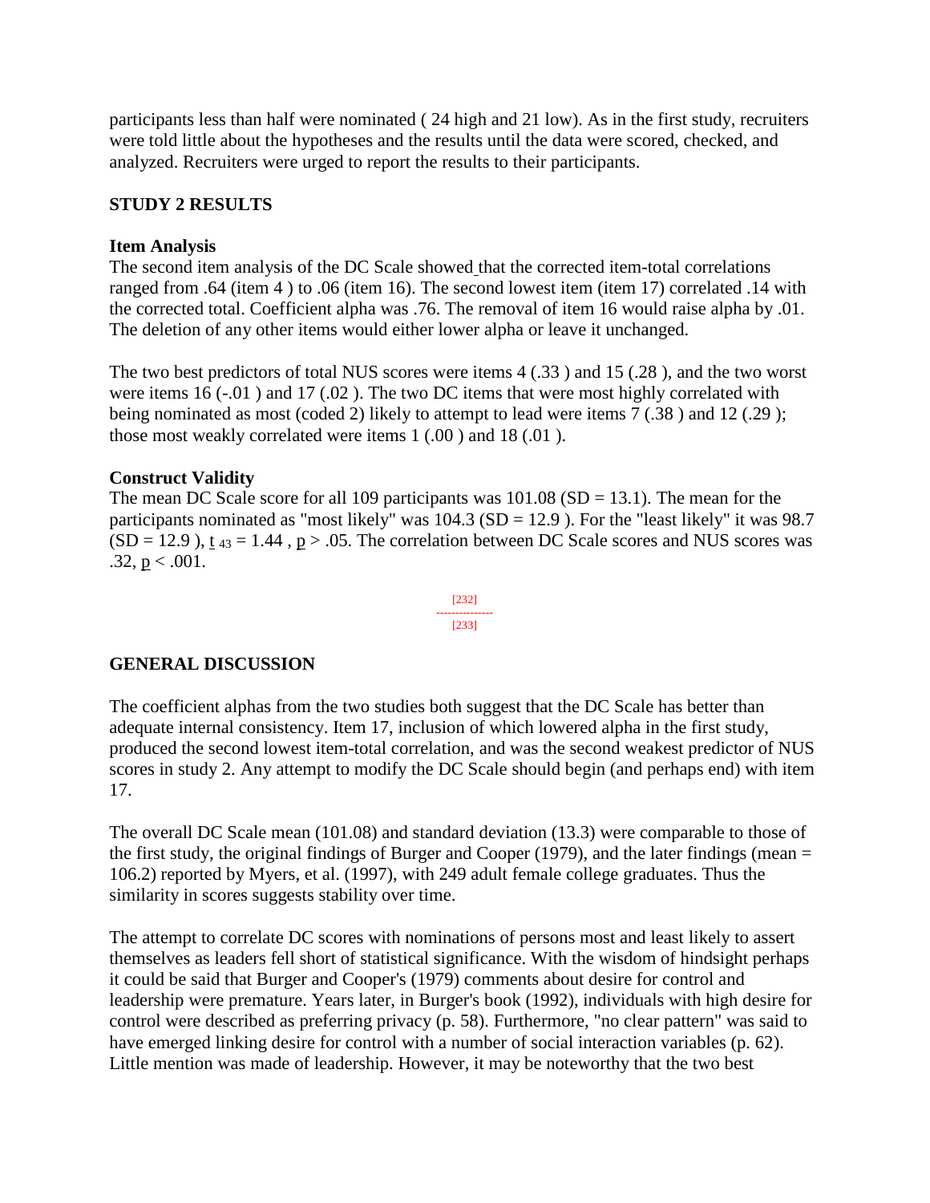participants less than half were nominated ( 24 high and 21 low). As in the first study, recruiters were told little about the hypotheses and the results until the data were scored, checked, and analyzed. Recruiters were urged to report the results to their participants.

## STUDY 2 RESULTS

### Item Analysis

The second item analysis of the DC Scale showed that the corrected item-total correlations ranged from .64 (item 4 ) to .06 (item 16). The second lowest item (item 17) correlated .14 with the corrected total. Coefficient alpha was .76. The removal of item 16 would raise alpha by .01. The deletion of any other items would either lower alpha or leave it unchanged.

The two best predictors of total NUS scores were items 4 (.33 ) and 15 (.28 ), and the two worst were items 16 (-.01 ) and 17 (.02 ). The two DC items that were most highly correlated with being nominated as most (coded 2) likely to attempt to lead were items 7 (.38 ) and 12 (.29 ); those most weakly correlated were items 1 (.00 ) and 18 (.01 ).

### Construct Validity

The mean DC Scale score for all 109 participants was 101.08 (SD = 13.1). The mean for the participants nominated as "most likely" was 104.3 (SD = 12.9 ). For the "least likely" it was 98.7 (SD = 12.9 ), $t_{43} = 1.44$ , $p > .05$. The correlation between DC Scale scores and NUS scores was .32, $p < .001$.

## GENERAL DISCUSSION

The coefficient alphas from the two studies both suggest that the DC Scale has better than adequate internal consistency. Item 17, inclusion of which lowered alpha in the first study, produced the second lowest item-total correlation, and was the second weakest predictor of NUS scores in study 2. Any attempt to modify the DC Scale should begin (and perhaps end) with item 17.

The overall DC Scale mean (101.08) and standard deviation (13.3) were comparable to those of the first study, the original findings of Burger and Cooper (1979), and the later findings (mean = 106.2) reported by Myers, et al. (1997), with 249 adult female college graduates. Thus the similarity in scores suggests stability over time.

The attempt to correlate DC scores with nominations of persons most and least likely to assert themselves as leaders fell short of statistical significance. With the wisdom of hindsight perhaps it could be said that Burger and Cooper's (1979) comments about desire for control and leadership were premature. Years later, in Burger's book (1992), individuals with high desire for control were described as preferring privacy (p. 58). Furthermore, "no clear pattern" was said to have emerged linking desire for control with a number of social interaction variables (p. 62). Little mention was made of leadership. However, it may be noteworthy that the two best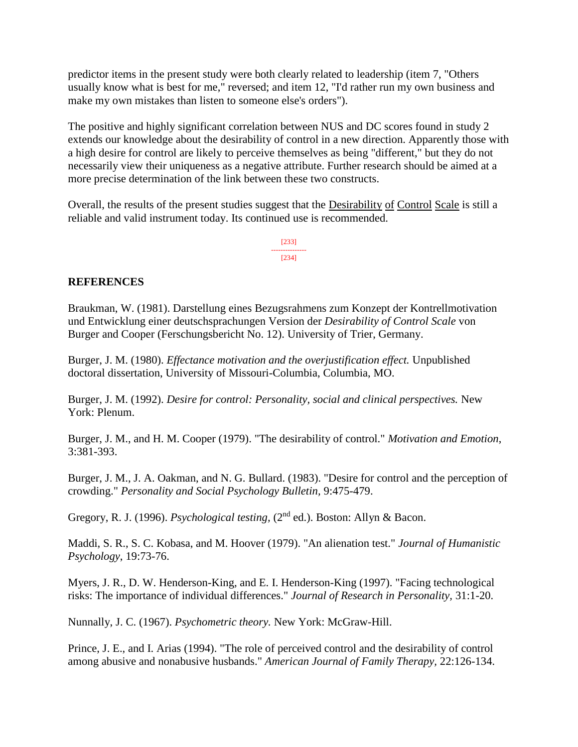predictor items in the present study were both clearly related to leadership (item 7, "Others usually know what is best for me," reversed; and item 12, "I'd rather run my own business and make my own mistakes than listen to someone else's orders").

The positive and highly significant correlation between NUS and DC scores found in study 2 extends our knowledge about the desirability of control in a new direction. Apparently those with a high desire for control are likely to perceive themselves as being "different," but they do not necessarily view their uniqueness as a negative attribute. Further research should be aimed at a more precise determination of the link between these two constructs.

Overall, the results of the present studies suggest that the Desirability of Control Scale is still a reliable and valid instrument today. Its continued use is recommended.

## REFERENCES

Braukman, W. (1981). Darstellung eines Bezugsrahmens zum Konzept der Kontrellmotivation und Entwicklung einer deutschsprachungen Version der *Desirability of Control Scale* von Burger and Cooper (Ferschungsbericht No. 12). University of Trier, Germany.

Burger, J. M. (1980). *Effectance motivation and the overjustification effect.* Unpublished doctoral dissertation, University of Missouri-Columbia, Columbia, MO.

Burger, J. M. (1992). *Desire for control: Personality, social and clinical perspectives.* New York: Plenum.

Burger, J. M., and H. M. Cooper (1979). "The desirability of control." *Motivation and Emotion*, 3:381-393.

Burger, J. M., J. A. Oakman, and N. G. Bullard. (1983). "Desire for control and the perception of crowding." *Personality and Social Psychology Bulletin,* 9:475-479.

Gregory, R. J. (1996). *Psychological testing,* (2nd ed.). Boston: Allyn & Bacon.

Maddi, S. R., S. C. Kobasa, and M. Hoover (1979). "An alienation test." *Journal of Humanistic Psychology*, 19:73-76.

Myers, J. R., D. W. Henderson-King, and E. I. Henderson-King (1997). "Facing technological risks: The importance of individual differences." *Journal of Research in Personality,* 31:1-20.

Nunnally, J. C. (1967). *Psychometric theory.* New York: McGraw-Hill.

Prince, J. E., and I. Arias (1994). "The role of perceived control and the desirability of control among abusive and nonabusive husbands." *American Journal of Family Therapy,* 22:126-134.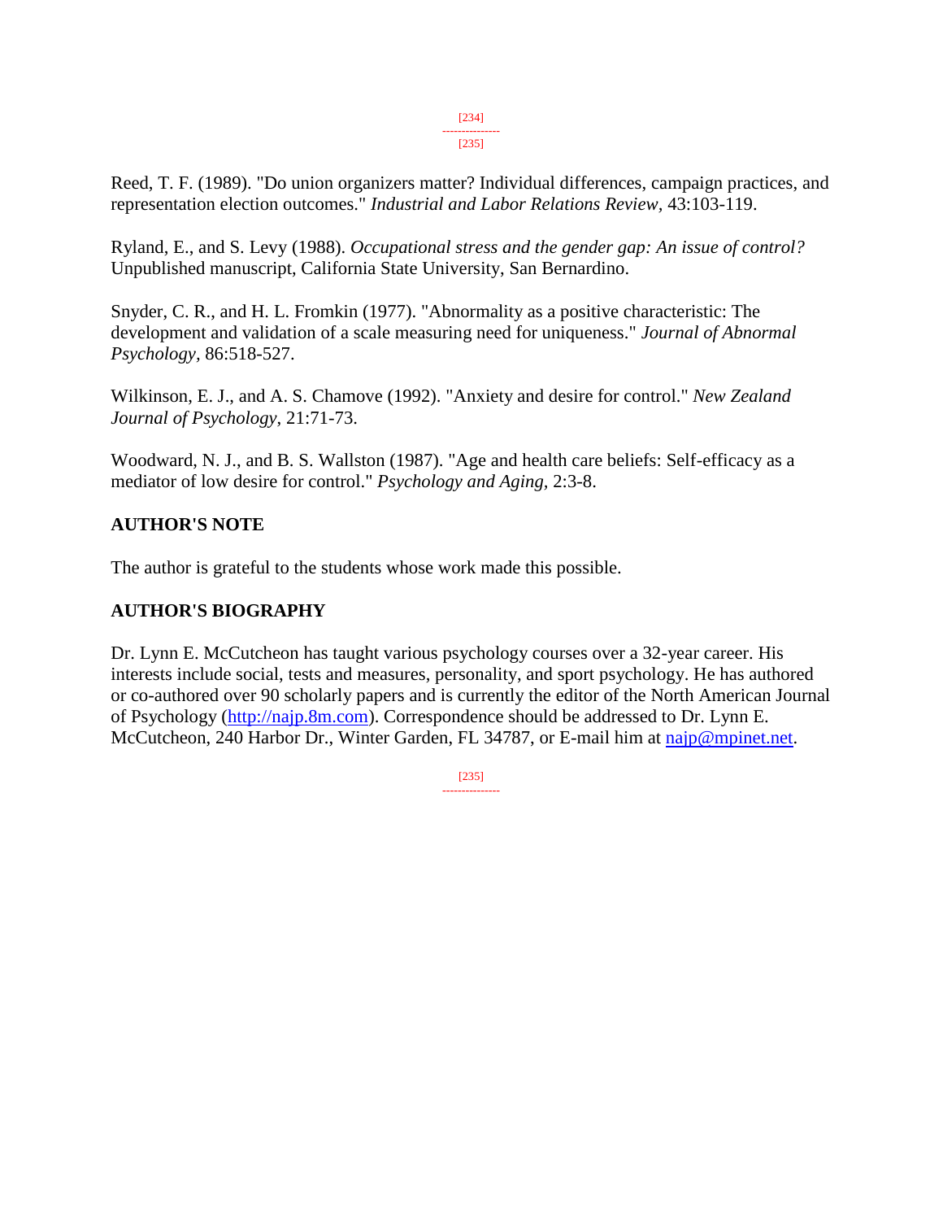Reed, T. F. (1989). "Do union organizers matter? Individual differences, campaign practices, and representation election outcomes." *Industrial and Labor Relations Review,* 43:103-119.

Ryland, E., and S. Levy (1988). *Occupational stress and the gender gap: An issue of control?* Unpublished manuscript, California State University, San Bernardino.

Snyder, C. R., and H. L. Fromkin (1977). "Abnormality as a positive characteristic: The development and validation of a scale measuring need for uniqueness." *Journal of Abnormal Psychology,* 86:518-527.

Wilkinson, E. J., and A. S. Chamove (1992). "Anxiety and desire for control." *New Zealand Journal of Psychology,* 21:71-73.

Woodward, N. J., and B. S. Wallston (1987). "Age and health care beliefs: Self-efficacy as a mediator of low desire for control." *Psychology and Aging,* 2:3-8.

## AUTHOR'S NOTE

The author is grateful to the students whose work made this possible.

## AUTHOR'S BIOGRAPHY

Dr. Lynn E. McCutcheon has taught various psychology courses over a 32-year career. His interests include social, tests and measures, personality, and sport psychology. He has authored or co-authored over 90 scholarly papers and is currently the editor of the North American Journal of Psychology (http://najp.8m.com). Correspondence should be addressed to Dr. Lynn E. McCutcheon, 240 Harbor Dr., Winter Garden, FL 34787, or E-mail him at najp@mpinet.net.